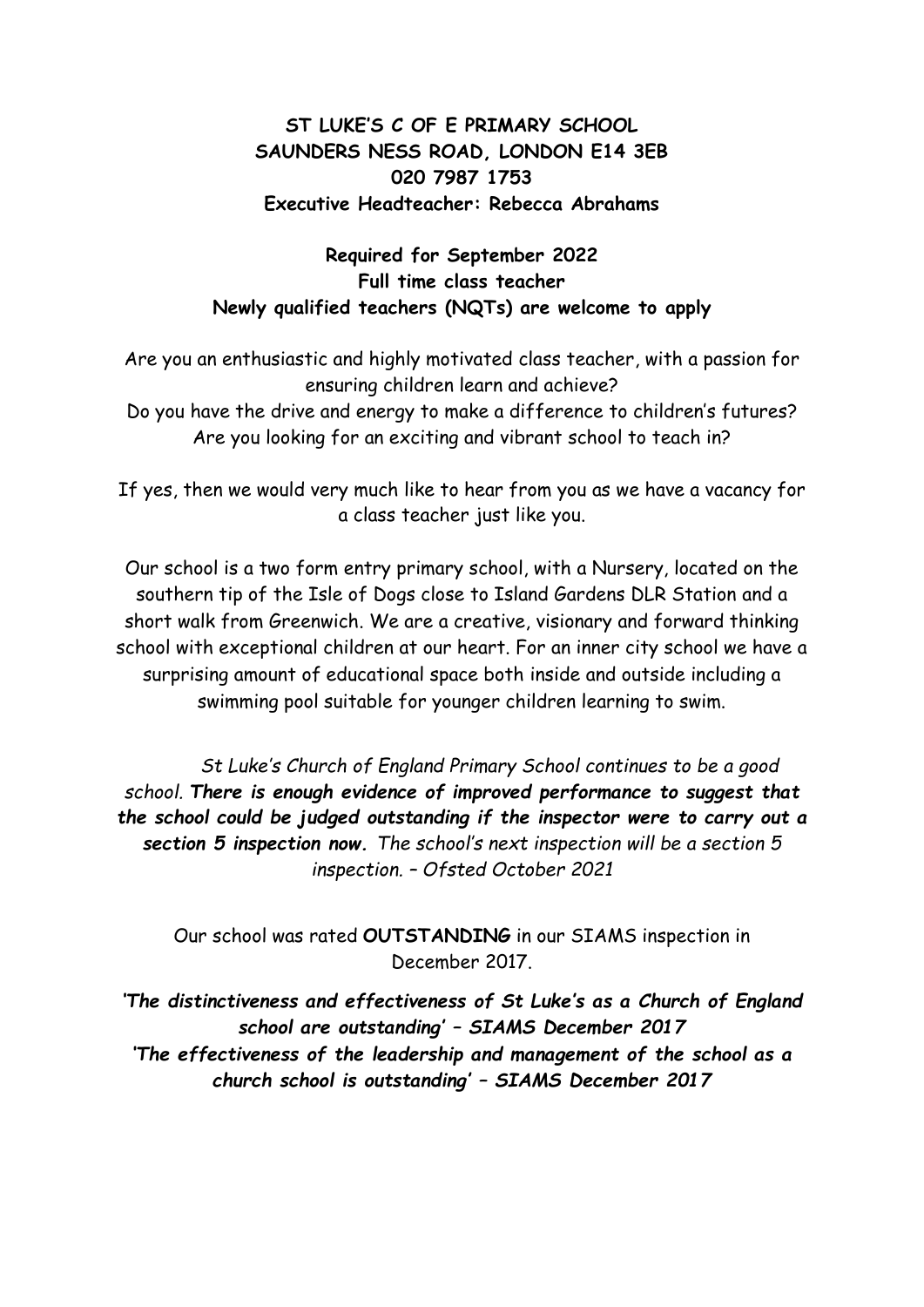**ST LUKE'S C OF E PRIMARY SCHOOL**
**SAUNDERS NESS ROAD, LONDON E14 3EB**
**020 7987 1753**
**Executive Headteacher: Rebecca Abrahams**

**Required for September 2022**
**Full time class teacher**
**Newly qualified teachers (NQTs) are welcome to apply**

Are you an enthusiastic and highly motivated class teacher, with a passion for ensuring children learn and achieve?
Do you have the drive and energy to make a difference to children's futures?
Are you looking for an exciting and vibrant school to teach in?

If yes, then we would very much like to hear from you as we have a vacancy for a class teacher just like you.

Our school is a two form entry primary school, with a Nursery, located on the southern tip of the Isle of Dogs close to Island Gardens DLR Station and a short walk from Greenwich. We are a creative, visionary and forward thinking school with exceptional children at our heart. For an inner city school we have a surprising amount of educational space both inside and outside including a swimming pool suitable for younger children learning to swim.

*St Luke's Church of England Primary School continues to be a good school.* ***There is enough evidence of improved performance to suggest that the school could be judged outstanding if the inspector were to carry out a section 5 inspection now.*** *The school's next inspection will be a section 5 inspection. – Ofsted October 2021*

Our school was rated **OUTSTANDING** in our SIAMS inspection in December 2017.

***'The distinctiveness and effectiveness of St Luke's as a Church of England school are outstanding' – SIAMS December 2017***
***'The effectiveness of the leadership and management of the school as a church school is outstanding' – SIAMS December 2017***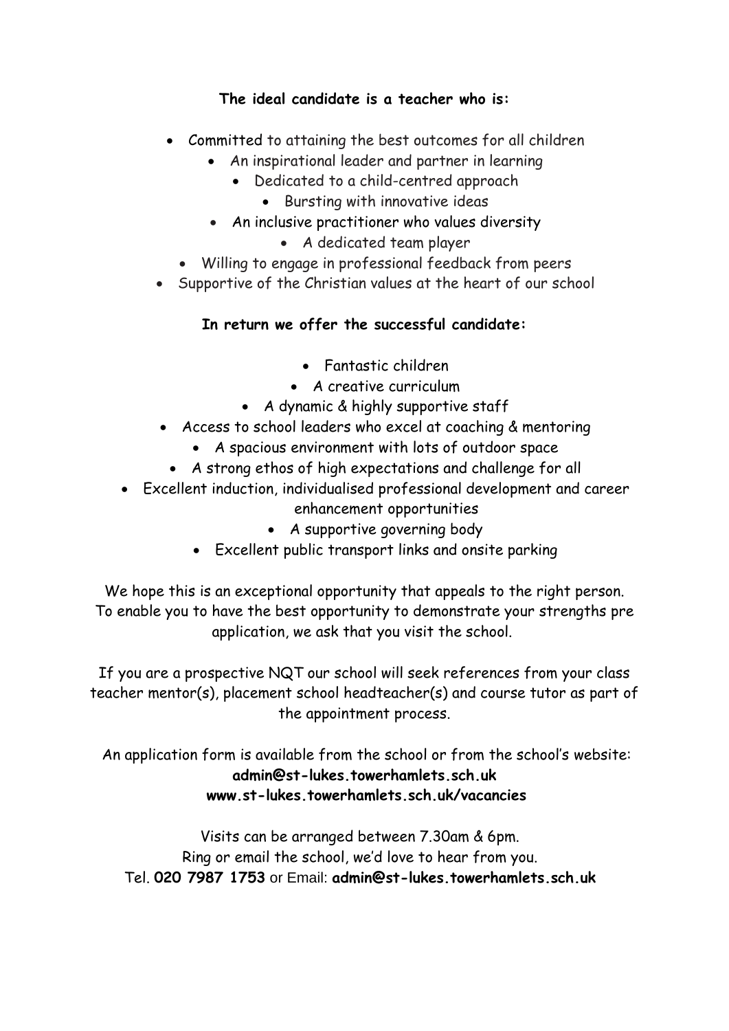**The ideal candidate is a teacher who is:**

- Committed to attaining the best outcomes for all children
- An inspirational leader and partner in learning
- Dedicated to a child-centred approach
- Bursting with innovative ideas
- An inclusive practitioner who values diversity
- A dedicated team player
- Willing to engage in professional feedback from peers
- Supportive of the Christian values at the heart of our school

**In return we offer the successful candidate:**

- Fantastic children
- A creative curriculum
- A dynamic & highly supportive staff
- Access to school leaders who excel at coaching & mentoring
- A spacious environment with lots of outdoor space
- A strong ethos of high expectations and challenge for all
- Excellent induction, individualised professional development and career enhancement opportunities
- A supportive governing body
- Excellent public transport links and onsite parking

We hope this is an exceptional opportunity that appeals to the right person. To enable you to have the best opportunity to demonstrate your strengths pre application, we ask that you visit the school.

If you are a prospective NQT our school will seek references from your class teacher mentor(s), placement school headteacher(s) and course tutor as part of the appointment process.

An application form is available from the school or from the school's website:
**admin@st-lukes.towerhamlets.sch.uk**
**www.st-lukes.towerhamlets.sch.uk/vacancies**

Visits can be arranged between 7.30am & 6pm.
Ring or email the school, we'd love to hear from you.
Tel. **020 7987 1753** or Email: **admin@st-lukes.towerhamlets.sch.uk**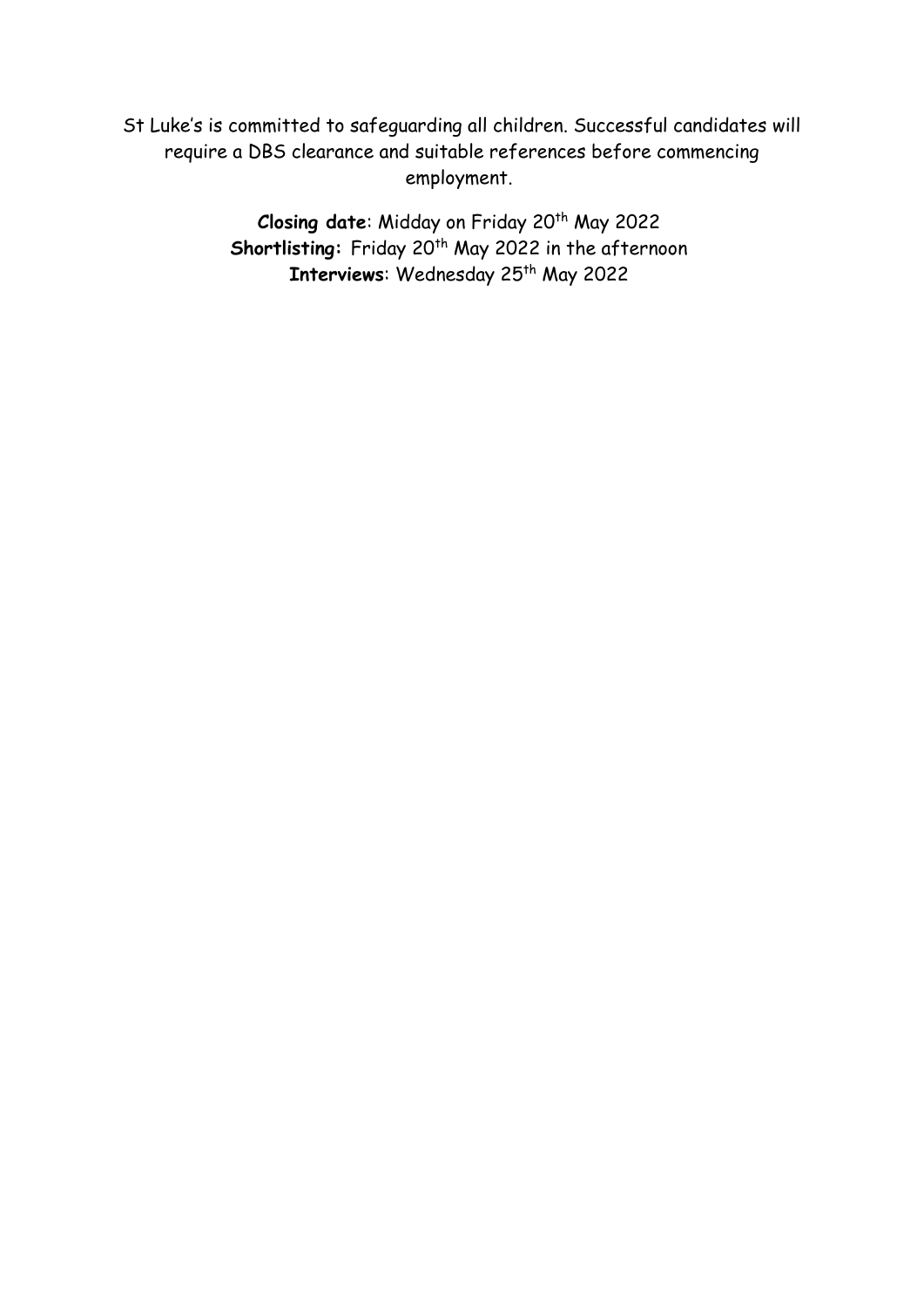St Luke's is committed to safeguarding all children. Successful candidates will require a DBS clearance and suitable references before commencing employment.

**Closing date**: Midday on Friday 20th May 2022
**Shortlisting:** Friday 20th May 2022 in the afternoon
**Interviews**: Wednesday 25th May 2022